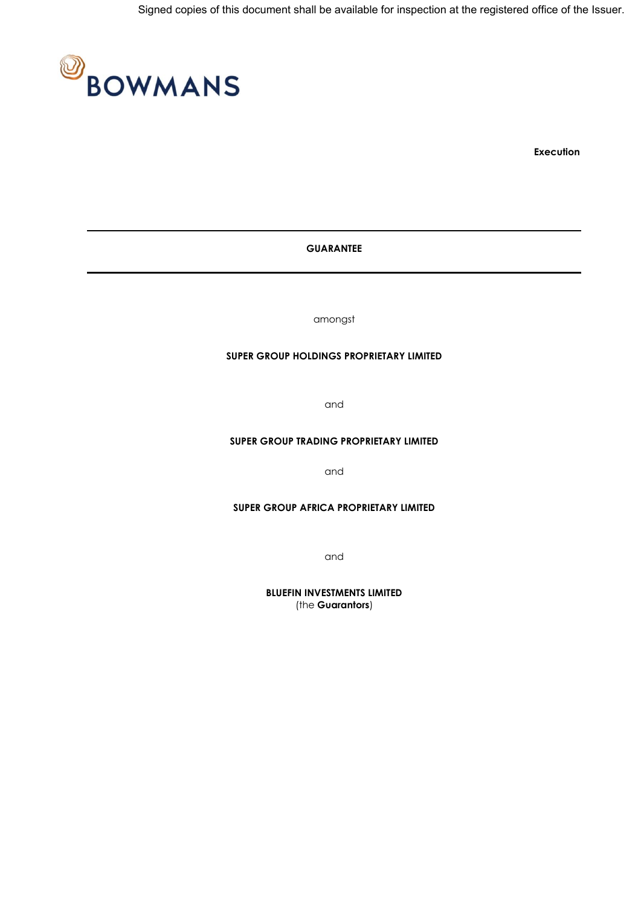Signed copies of this document shall be available for inspection at the registered office of the Issuer.

BOWMANS

**Execution**

---

# GUARANTEE

---

amongst

**SUPER GROUP HOLDINGS PROPRIETARY LIMITED**

and

**SUPER GROUP TRADING PROPRIETARY LIMITED**

and

**SUPER GROUP AFRICA PROPRIETARY LIMITED**

and

**BLUEFIN INVESTMENTS LIMITED**
(the **Guarantors**)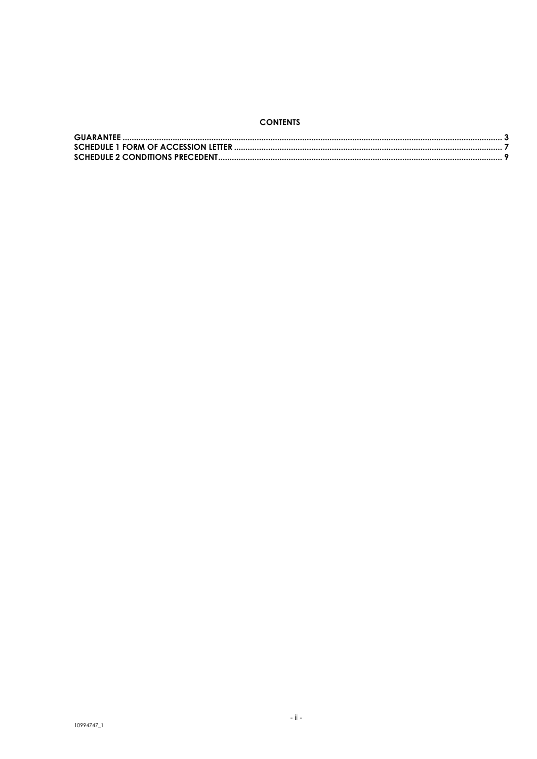**CONTENTS**

**GUARANTEE** ..................................................................................................................................................... **3**
**SCHEDULE 1 FORM OF ACCESSION LETTER** ..................................................................................................... **7**
**SCHEDULE 2 CONDITIONS PRECEDENT**............................................................................................................ **9**

10994747_1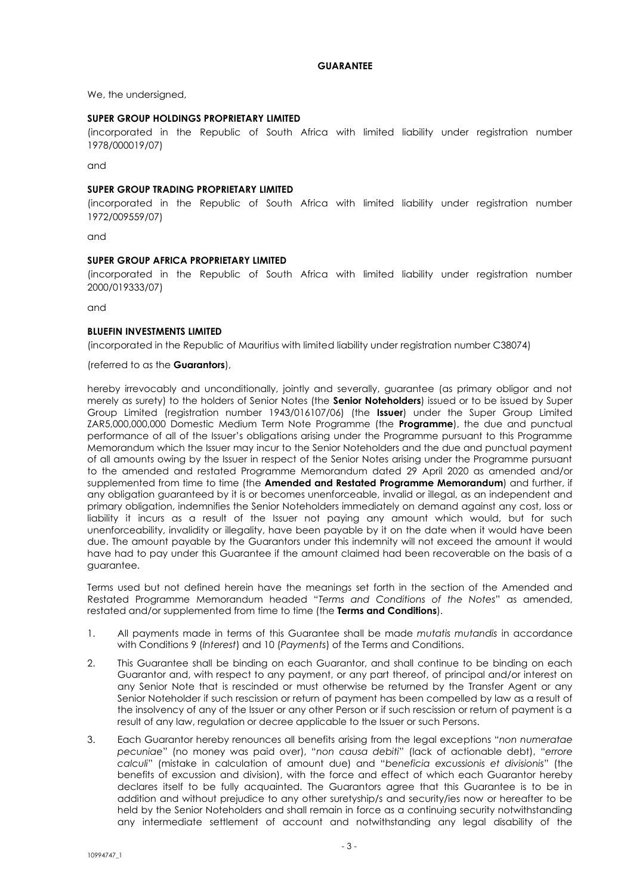**GUARANTEE**

We, the undersigned,

**SUPER GROUP HOLDINGS PROPRIETARY LIMITED**

(incorporated in the Republic of South Africa with limited liability under registration number 1978/000019/07)

and

**SUPER GROUP TRADING PROPRIETARY LIMITED**

(incorporated in the Republic of South Africa with limited liability under registration number 1972/009559/07)

and

**SUPER GROUP AFRICA PROPRIETARY LIMITED**

(incorporated in the Republic of South Africa with limited liability under registration number 2000/019333/07)

and

**BLUEFIN INVESTMENTS LIMITED**

(incorporated in the Republic of Mauritius with limited liability under registration number C38074)

(referred to as the **Guarantors**),

hereby irrevocably and unconditionally, jointly and severally, guarantee (as primary obligor and not merely as surety) to the holders of Senior Notes (the **Senior Noteholders**) issued or to be issued by Super Group Limited (registration number 1943/016107/06) (the **Issuer**) under the Super Group Limited ZAR5,000,000,000 Domestic Medium Term Note Programme (the **Programme**), the due and punctual performance of all of the Issuer's obligations arising under the Programme pursuant to this Programme Memorandum which the Issuer may incur to the Senior Noteholders and the due and punctual payment of all amounts owing by the Issuer in respect of the Senior Notes arising under the Programme pursuant to the amended and restated Programme Memorandum dated 29 April 2020 as amended and/or supplemented from time to time (the **Amended and Restated Programme Memorandum**) and further, if any obligation guaranteed by it is or becomes unenforceable, invalid or illegal, as an independent and primary obligation, indemnifies the Senior Noteholders immediately on demand against any cost, loss or liability it incurs as a result of the Issuer not paying any amount which would, but for such unenforceability, invalidity or illegality, have been payable by it on the date when it would have been due. The amount payable by the Guarantors under this indemnity will not exceed the amount it would have had to pay under this Guarantee if the amount claimed had been recoverable on the basis of a guarantee.

Terms used but not defined herein have the meanings set forth in the section of the Amended and Restated Programme Memorandum headed "*Terms and Conditions of the Notes*" as amended, restated and/or supplemented from time to time (the **Terms and Conditions**).

1. All payments made in terms of this Guarantee shall be made *mutatis mutandis* in accordance with Conditions 9 (*Interest*) and 10 (*Payments*) of the Terms and Conditions.

2. This Guarantee shall be binding on each Guarantor, and shall continue to be binding on each Guarantor and, with respect to any payment, or any part thereof, of principal and/or interest on any Senior Note that is rescinded or must otherwise be returned by the Transfer Agent or any Senior Noteholder if such rescission or return of payment has been compelled by law as a result of the insolvency of any of the Issuer or any other Person or if such rescission or return of payment is a result of any law, regulation or decree applicable to the Issuer or such Persons.

3. Each Guarantor hereby renounces all benefits arising from the legal exceptions "*non numeratae pecuniae*" (no money was paid over), "*non causa debiti*" (lack of actionable debt), "*errore calculi*" (mistake in calculation of amount due) and "*beneficia excussionis et divisionis*" (the benefits of excussion and division), with the force and effect of which each Guarantor hereby declares itself to be fully acquainted. The Guarantors agree that this Guarantee is to be in addition and without prejudice to any other suretyship/s and security/ies now or hereafter to be held by the Senior Noteholders and shall remain in force as a continuing security notwithstanding any intermediate settlement of account and notwithstanding any legal disability of the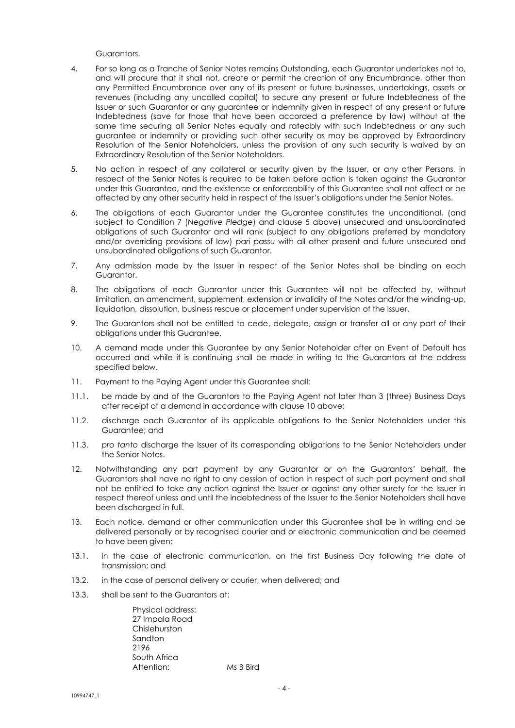Guarantors.

4. For so long as a Tranche of Senior Notes remains Outstanding, each Guarantor undertakes not to, and will procure that it shall not, create or permit the creation of any Encumbrance, other than any Permitted Encumbrance over any of its present or future businesses, undertakings, assets or revenues (including any uncalled capital) to secure any present or future Indebtedness of the Issuer or such Guarantor or any guarantee or indemnity given in respect of any present or future Indebtedness (save for those that have been accorded a preference by law) without at the same time securing all Senior Notes equally and rateably with such Indebtedness or any such guarantee or indemnity or providing such other security as may be approved by Extraordinary Resolution of the Senior Noteholders, unless the provision of any such security is waived by an Extraordinary Resolution of the Senior Noteholders.

5. No action in respect of any collateral or security given by the Issuer, or any other Persons, in respect of the Senior Notes is required to be taken before action is taken against the Guarantor under this Guarantee, and the existence or enforceability of this Guarantee shall not affect or be affected by any other security held in respect of the Issuer's obligations under the Senior Notes.

6. The obligations of each Guarantor under the Guarantee constitutes the unconditional, (and subject to Condition 7 (*Negative Pledge*) and clause 5 above) unsecured and unsubordinated obligations of such Guarantor and will rank (subject to any obligations preferred by mandatory and/or overriding provisions of law) *pari passu* with all other present and future unsecured and unsubordinated obligations of such Guarantor.

7. Any admission made by the Issuer in respect of the Senior Notes shall be binding on each Guarantor.

8. The obligations of each Guarantor under this Guarantee will not be affected by, without limitation, an amendment, supplement, extension or invalidity of the Notes and/or the winding-up, liquidation, dissolution, business rescue or placement under supervision of the Issuer.

9. The Guarantors shall not be entitled to cede, delegate, assign or transfer all or any part of their obligations under this Guarantee.

10. A demand made under this Guarantee by any Senior Noteholder after an Event of Default has occurred and while it is continuing shall be made in writing to the Guarantors at the address specified below.

11. Payment to the Paying Agent under this Guarantee shall:

11.1. be made by and of the Guarantors to the Paying Agent not later than 3 (three) Business Days after receipt of a demand in accordance with clause 10 above;

11.2. discharge each Guarantor of its applicable obligations to the Senior Noteholders under this Guarantee; and

11.3. *pro tanto* discharge the Issuer of its corresponding obligations to the Senior Noteholders under the Senior Notes.

12. Notwithstanding any part payment by any Guarantor or on the Guarantors' behalf, the Guarantors shall have no right to any cession of action in respect of such part payment and shall not be entitled to take any action against the Issuer or against any other surety for the Issuer in respect thereof unless and until the indebtedness of the Issuer to the Senior Noteholders shall have been discharged in full.

13. Each notice, demand or other communication under this Guarantee shall be in writing and be delivered personally or by recognised courier and or electronic communication and be deemed to have been given:

13.1. in the case of electronic communication, on the first Business Day following the date of transmission; and

13.2. in the case of personal delivery or courier, when delivered; and

13.3. shall be sent to the Guarantors at:

Physical address:
27 Impala Road
Chislehurston
Sandton
2196
South Africa
Attention: Ms B Bird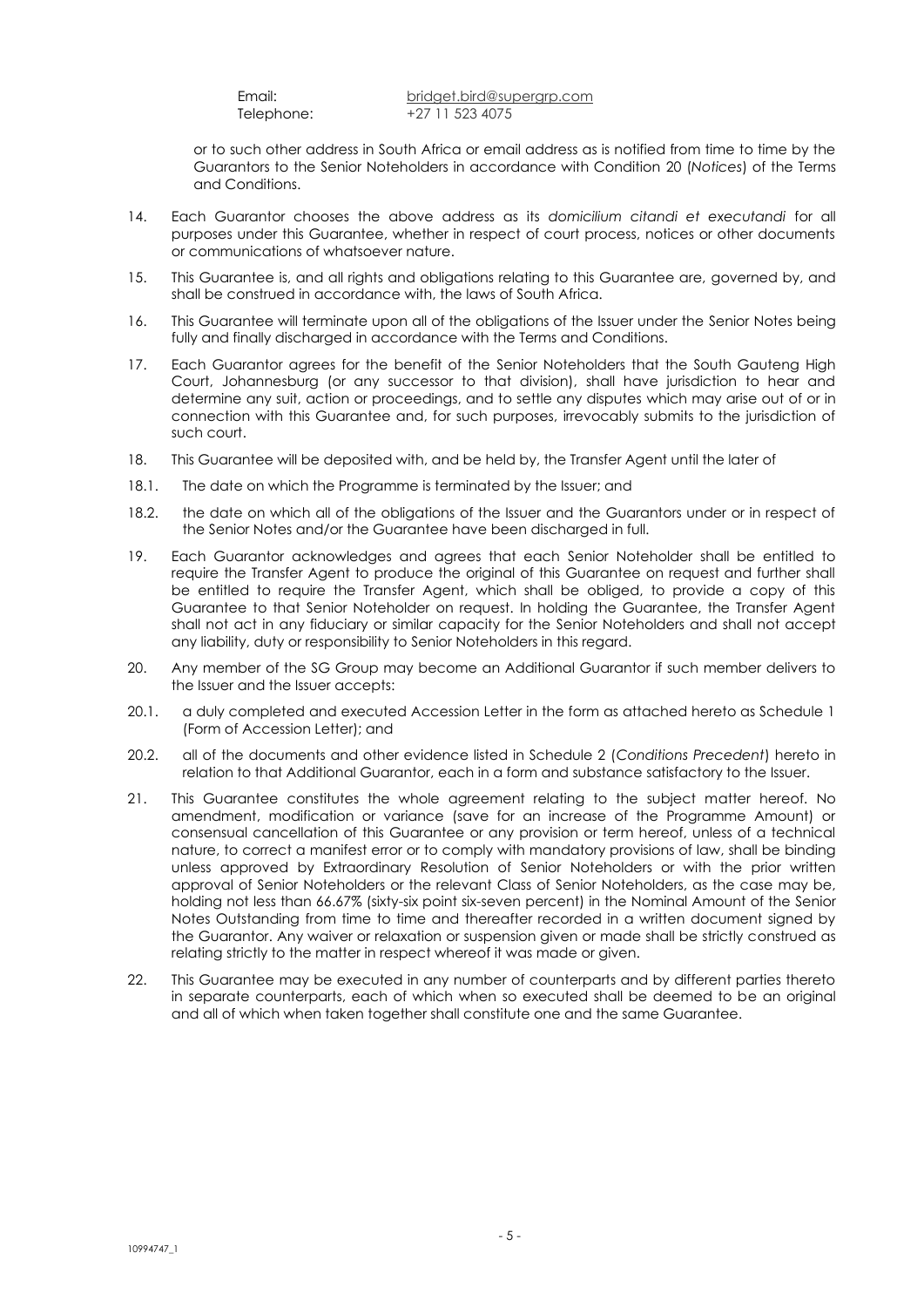Email: bridget.bird@supergrp.com
Telephone: +27 11 523 4075

or to such other address in South Africa or email address as is notified from time to time by the Guarantors to the Senior Noteholders in accordance with Condition 20 (*Notices*) of the Terms and Conditions.

14. Each Guarantor chooses the above address as its *domicilium citandi et executandi* for all purposes under this Guarantee, whether in respect of court process, notices or other documents or communications of whatsoever nature.

15. This Guarantee is, and all rights and obligations relating to this Guarantee are, governed by, and shall be construed in accordance with, the laws of South Africa.

16. This Guarantee will terminate upon all of the obligations of the Issuer under the Senior Notes being fully and finally discharged in accordance with the Terms and Conditions.

17. Each Guarantor agrees for the benefit of the Senior Noteholders that the South Gauteng High Court, Johannesburg (or any successor to that division), shall have jurisdiction to hear and determine any suit, action or proceedings, and to settle any disputes which may arise out of or in connection with this Guarantee and, for such purposes, irrevocably submits to the jurisdiction of such court.

18. This Guarantee will be deposited with, and be held by, the Transfer Agent until the later of

18.1. The date on which the Programme is terminated by the Issuer; and

18.2. the date on which all of the obligations of the Issuer and the Guarantors under or in respect of the Senior Notes and/or the Guarantee have been discharged in full.

19. Each Guarantor acknowledges and agrees that each Senior Noteholder shall be entitled to require the Transfer Agent to produce the original of this Guarantee on request and further shall be entitled to require the Transfer Agent, which shall be obliged, to provide a copy of this Guarantee to that Senior Noteholder on request. In holding the Guarantee, the Transfer Agent shall not act in any fiduciary or similar capacity for the Senior Noteholders and shall not accept any liability, duty or responsibility to Senior Noteholders in this regard.

20. Any member of the SG Group may become an Additional Guarantor if such member delivers to the Issuer and the Issuer accepts:

20.1. a duly completed and executed Accession Letter in the form as attached hereto as Schedule 1 (Form of Accession Letter); and

20.2. all of the documents and other evidence listed in Schedule 2 (*Conditions Precedent*) hereto in relation to that Additional Guarantor, each in a form and substance satisfactory to the Issuer.

21. This Guarantee constitutes the whole agreement relating to the subject matter hereof. No amendment, modification or variance (save for an increase of the Programme Amount) or consensual cancellation of this Guarantee or any provision or term hereof, unless of a technical nature, to correct a manifest error or to comply with mandatory provisions of law, shall be binding unless approved by Extraordinary Resolution of Senior Noteholders or with the prior written approval of Senior Noteholders or the relevant Class of Senior Noteholders, as the case may be, holding not less than 66.67% (sixty-six point six-seven percent) in the Nominal Amount of the Senior Notes Outstanding from time to time and thereafter recorded in a written document signed by the Guarantor. Any waiver or relaxation or suspension given or made shall be strictly construed as relating strictly to the matter in respect whereof it was made or given.

22. This Guarantee may be executed in any number of counterparts and by different parties thereto in separate counterparts, each of which when so executed shall be deemed to be an original and all of which when taken together shall constitute one and the same Guarantee.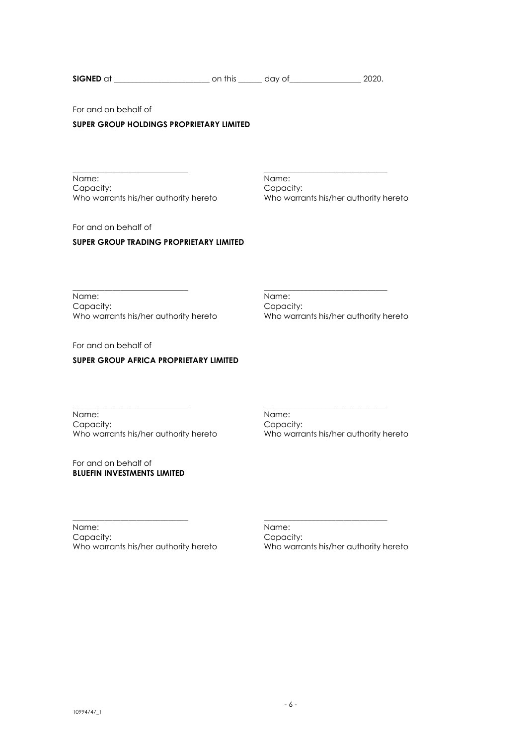**SIGNED** at ______________________ on this ______ day of_________________ 2020.

For and on behalf of

**SUPER GROUP HOLDINGS PROPRIETARY LIMITED**

| ____________________________ | ____________________________ |
|---|---|
| Name: | Name: |
| Capacity: | Capacity: |
| Who warrants his/her authority hereto | Who warrants his/her authority hereto |

For and on behalf of

**SUPER GROUP TRADING PROPRIETARY LIMITED**

| ____________________________ | ____________________________ |
|---|---|
| Name: | Name: |
| Capacity: | Capacity: |
| Who warrants his/her authority hereto | Who warrants his/her authority hereto |

For and on behalf of

**SUPER GROUP AFRICA PROPRIETARY LIMITED**

| ____________________________ | ____________________________ |
|---|---|
| Name: | Name: |
| Capacity: | Capacity: |
| Who warrants his/her authority hereto | Who warrants his/her authority hereto |

For and on behalf of
**BLUEFIN INVESTMENTS LIMITED**

| ____________________________ | ____________________________ |
|---|---|
| Name: | Name: |
| Capacity: | Capacity: |
| Who warrants his/her authority hereto | Who warrants his/her authority hereto |

10994747_1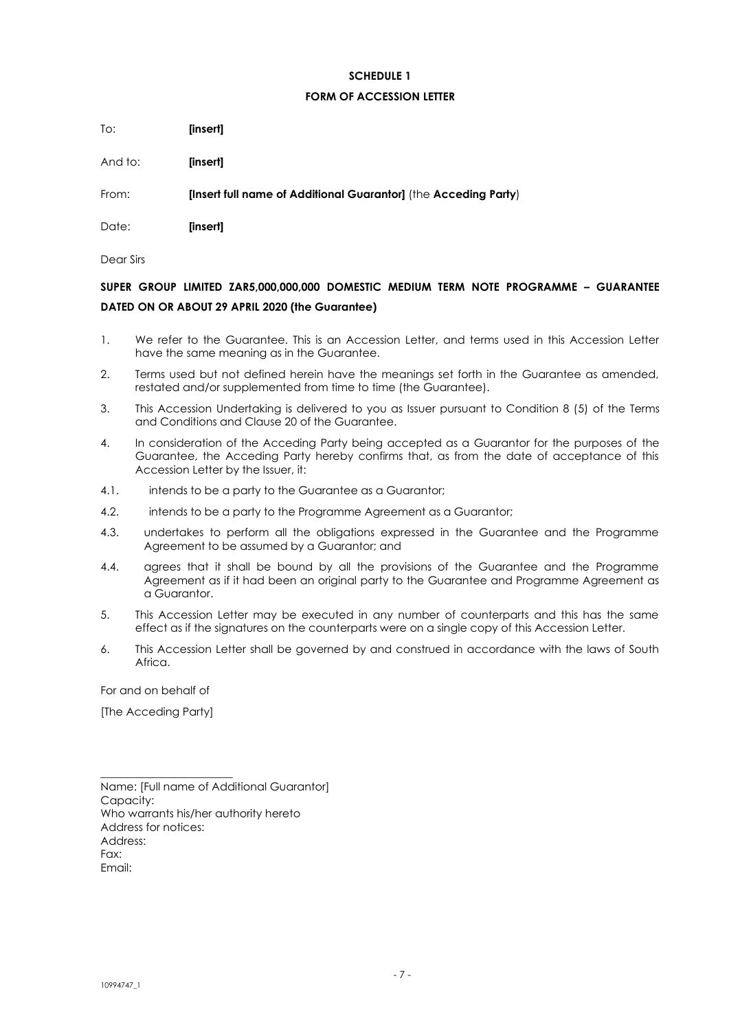**SCHEDULE 1**

**FORM OF ACCESSION LETTER**

To: **[insert]**

And to: **[insert]**

From: **[Insert full name of Additional Guarantor]** (the **Acceding Party**)

Date: **[insert]**

Dear Sirs

**SUPER GROUP LIMITED ZAR5,000,000,000 DOMESTIC MEDIUM TERM NOTE PROGRAMME – GUARANTEE DATED ON OR ABOUT 29 APRIL 2020 (the Guarantee)**

1. We refer to the Guarantee. This is an Accession Letter, and terms used in this Accession Letter have the same meaning as in the Guarantee.
2. Terms used but not defined herein have the meanings set forth in the Guarantee as amended, restated and/or supplemented from time to time (the Guarantee).
3. This Accession Undertaking is delivered to you as Issuer pursuant to Condition 8 (5) of the Terms and Conditions and Clause 20 of the Guarantee.
4. In consideration of the Acceding Party being accepted as a Guarantor for the purposes of the Guarantee, the Acceding Party hereby confirms that, as from the date of acceptance of this Accession Letter by the Issuer, it:

4.1. intends to be a party to the Guarantee as a Guarantor;

4.2. intends to be a party to the Programme Agreement as a Guarantor;

4.3. undertakes to perform all the obligations expressed in the Guarantee and the Programme Agreement to be assumed by a Guarantor; and

4.4. agrees that it shall be bound by all the provisions of the Guarantee and the Programme Agreement as if it had been an original party to the Guarantee and Programme Agreement as a Guarantor.

5. This Accession Letter may be executed in any number of counterparts and this has the same effect as if the signatures on the counterparts were on a single copy of this Accession Letter.
6. This Accession Letter shall be governed by and construed in accordance with the laws of South Africa.

For and on behalf of

[The Acceding Party]

\_\_\_\_\_\_\_\_\_\_\_\_\_\_\_\_\_\_\_\_\_\_\_\_

Name: [Full name of Additional Guarantor]
Capacity:
Who warrants his/her authority hereto
Address for notices:
Address:
Fax:
Email: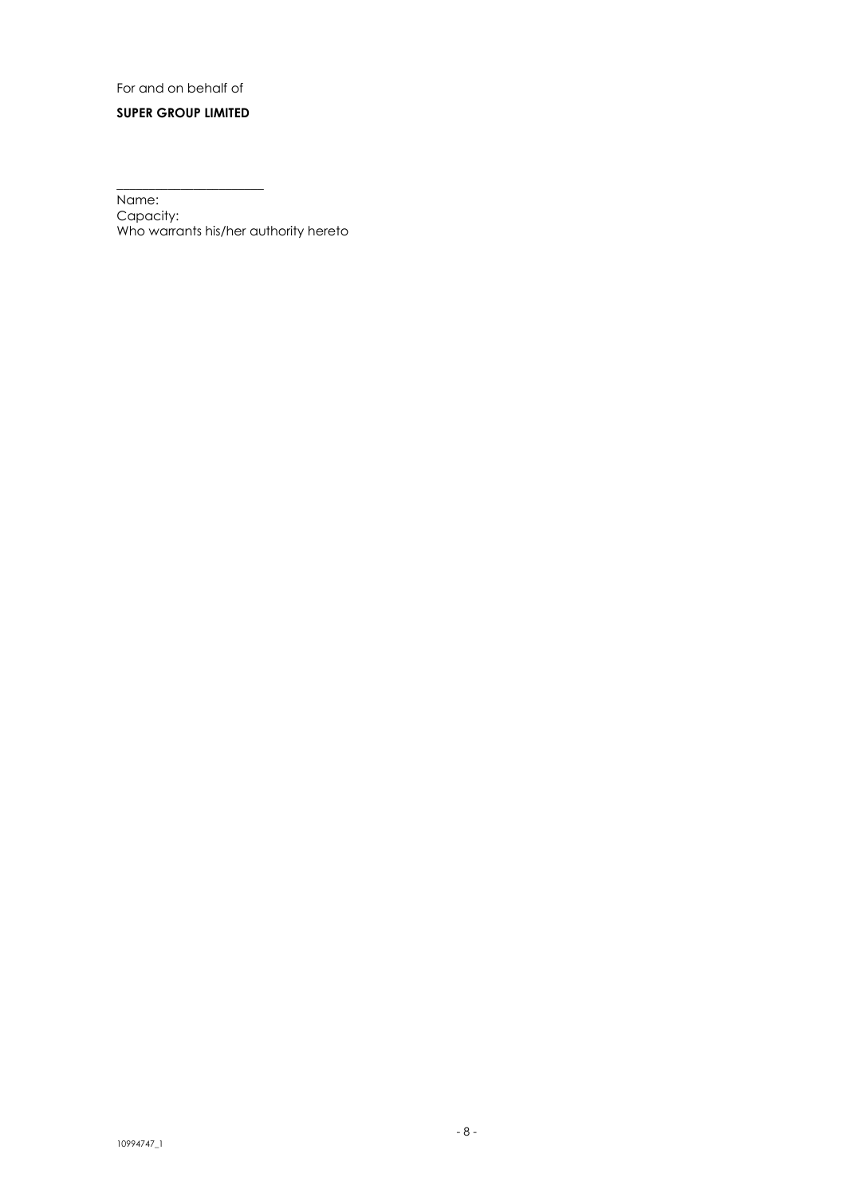For and on behalf of

**SUPER GROUP LIMITED**

\_\_\_\_\_\_\_\_\_\_\_\_\_\_\_\_\_\_\_\_\_\_\_\_

Name:
Capacity:
Who warrants his/her authority hereto

10994747_1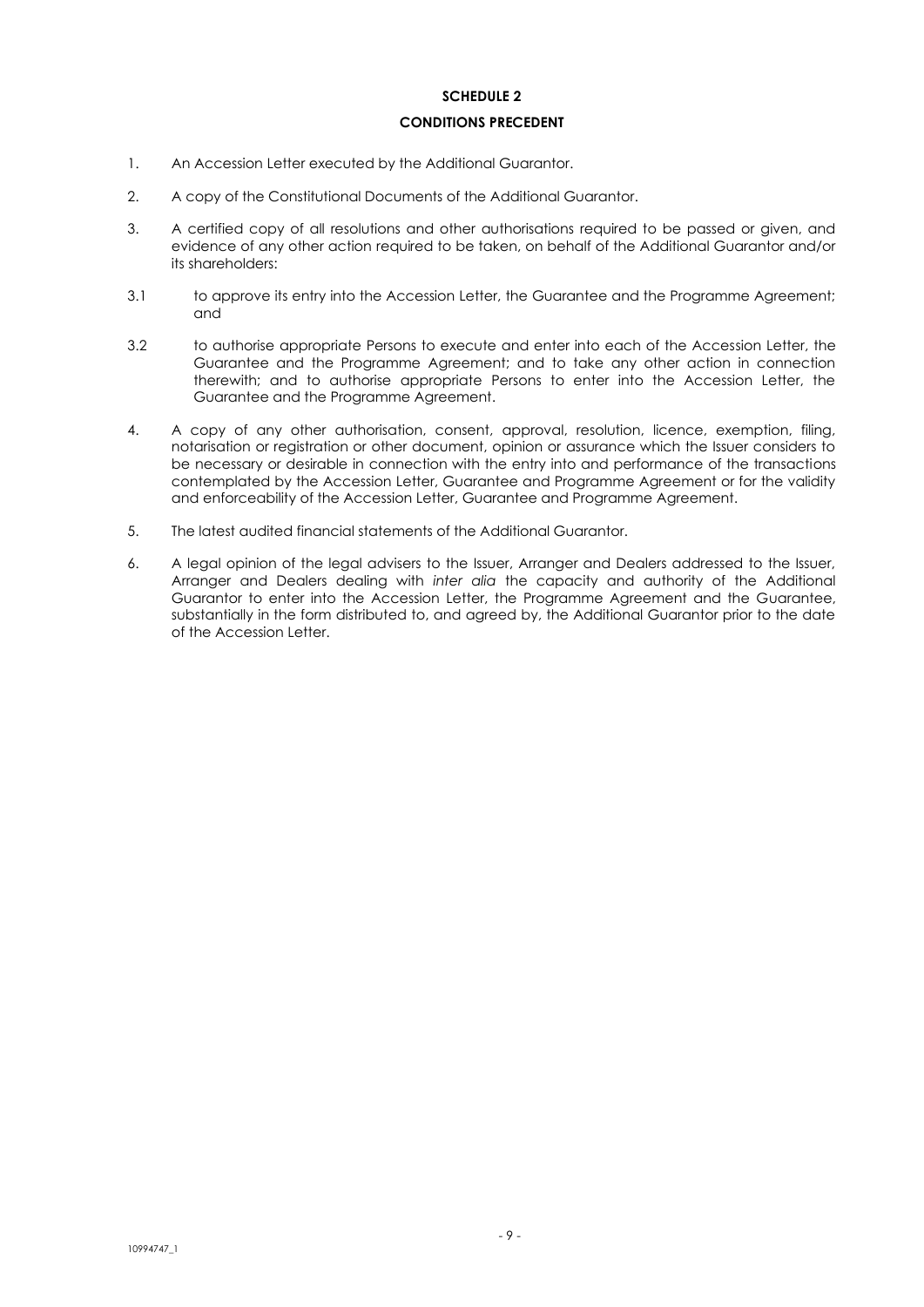## SCHEDULE 2

## CONDITIONS PRECEDENT

1. An Accession Letter executed by the Additional Guarantor.

2. A copy of the Constitutional Documents of the Additional Guarantor.

3. A certified copy of all resolutions and other authorisations required to be passed or given, and evidence of any other action required to be taken, on behalf of the Additional Guarantor and/or its shareholders:

3.1 to approve its entry into the Accession Letter, the Guarantee and the Programme Agreement; and

3.2 to authorise appropriate Persons to execute and enter into each of the Accession Letter, the Guarantee and the Programme Agreement; and to take any other action in connection therewith; and to authorise appropriate Persons to enter into the Accession Letter, the Guarantee and the Programme Agreement.

4. A copy of any other authorisation, consent, approval, resolution, licence, exemption, filing, notarisation or registration or other document, opinion or assurance which the Issuer considers to be necessary or desirable in connection with the entry into and performance of the transactions contemplated by the Accession Letter, Guarantee and Programme Agreement or for the validity and enforceability of the Accession Letter, Guarantee and Programme Agreement.

5. The latest audited financial statements of the Additional Guarantor.

6. A legal opinion of the legal advisers to the Issuer, Arranger and Dealers addressed to the Issuer, Arranger and Dealers dealing with *inter alia* the capacity and authority of the Additional Guarantor to enter into the Accession Letter, the Programme Agreement and the Guarantee, substantially in the form distributed to, and agreed by, the Additional Guarantor prior to the date of the Accession Letter.